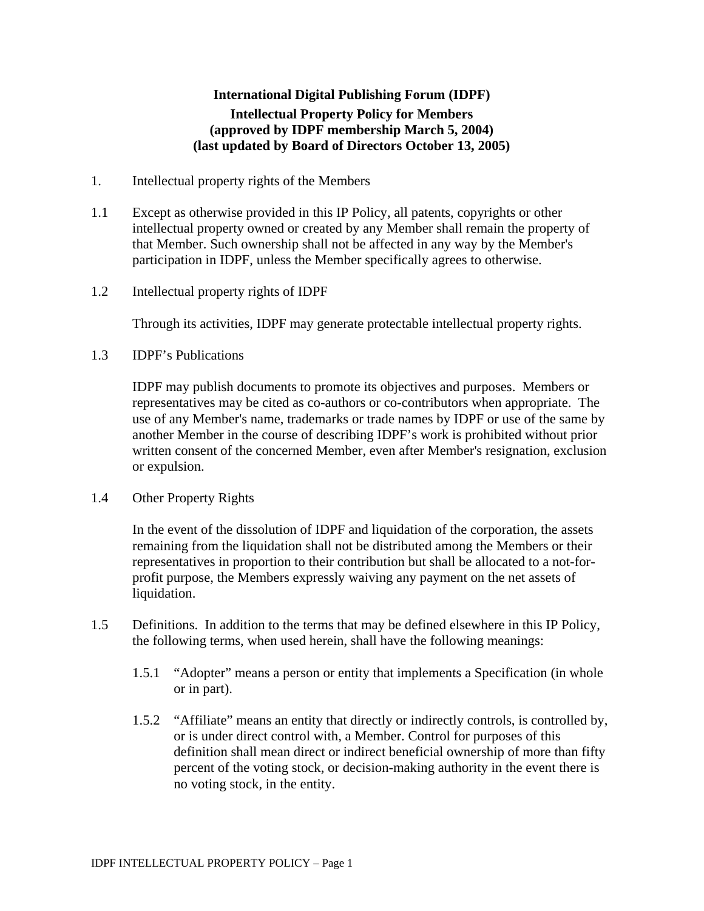# International Digital Publishing Forum (IDPF)

## Intellectual Property Policy for Members
## (approved by IDPF membership March 5, 2004)
## (last updated by Board of Directors October 13, 2005)

1. Intellectual property rights of the Members

1.1 Except as otherwise provided in this IP Policy, all patents, copyrights or other intellectual property owned or created by any Member shall remain the property of that Member. Such ownership shall not be affected in any way by the Member's participation in IDPF, unless the Member specifically agrees to otherwise.

1.2 Intellectual property rights of IDPF

Through its activities, IDPF may generate protectable intellectual property rights.

1.3 IDPF's Publications

IDPF may publish documents to promote its objectives and purposes. Members or representatives may be cited as co-authors or co-contributors when appropriate. The use of any Member's name, trademarks or trade names by IDPF or use of the same by another Member in the course of describing IDPF's work is prohibited without prior written consent of the concerned Member, even after Member's resignation, exclusion or expulsion.

1.4 Other Property Rights

In the event of the dissolution of IDPF and liquidation of the corporation, the assets remaining from the liquidation shall not be distributed among the Members or their representatives in proportion to their contribution but shall be allocated to a not-for-profit purpose, the Members expressly waiving any payment on the net assets of liquidation.

1.5 Definitions. In addition to the terms that may be defined elsewhere in this IP Policy, the following terms, when used herein, shall have the following meanings:

1.5.1 "Adopter" means a person or entity that implements a Specification (in whole or in part).

1.5.2 "Affiliate" means an entity that directly or indirectly controls, is controlled by, or is under direct control with, a Member. Control for purposes of this definition shall mean direct or indirect beneficial ownership of more than fifty percent of the voting stock, or decision-making authority in the event there is no voting stock, in the entity.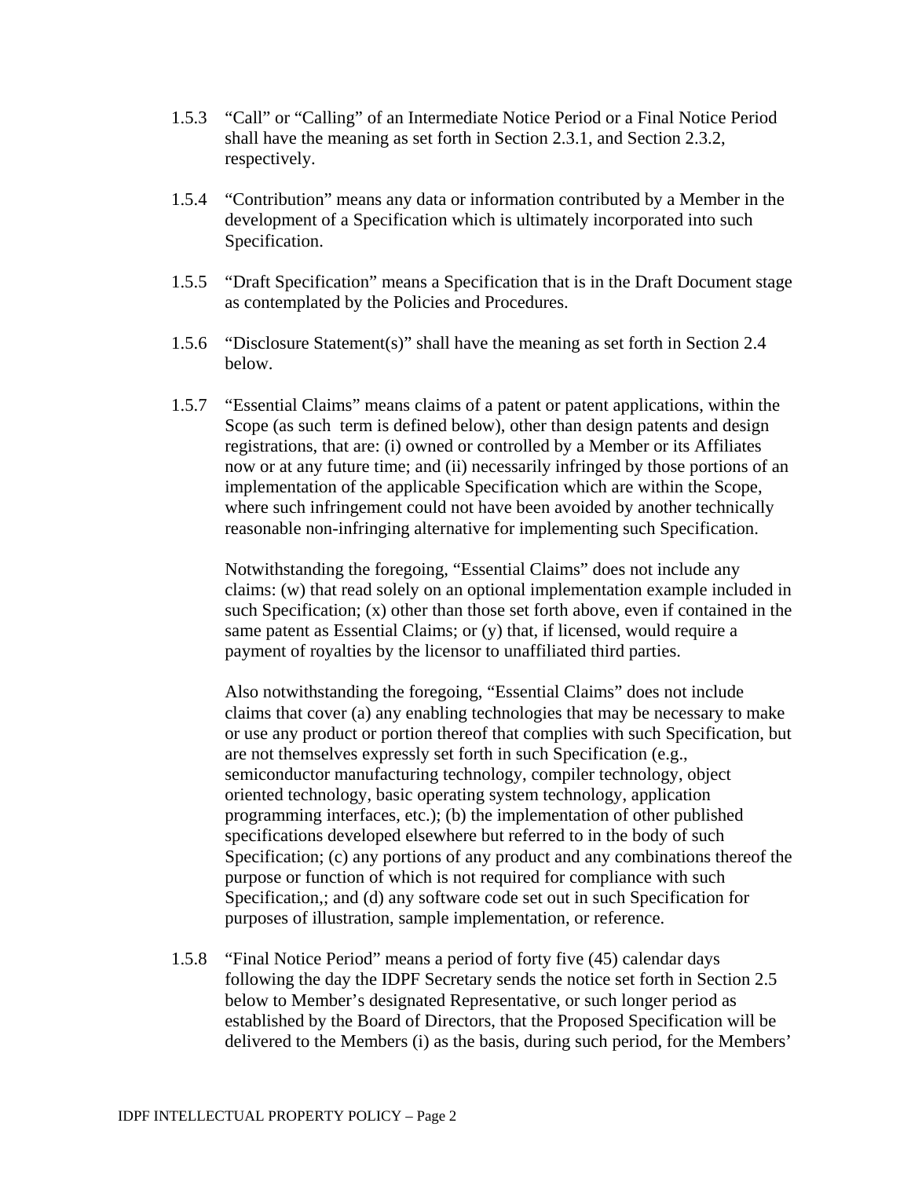1.5.3 “Call” or “Calling” of an Intermediate Notice Period or a Final Notice Period shall have the meaning as set forth in Section 2.3.1, and Section 2.3.2, respectively.

1.5.4 “Contribution” means any data or information contributed by a Member in the development of a Specification which is ultimately incorporated into such Specification.

1.5.5 “Draft Specification” means a Specification that is in the Draft Document stage as contemplated by the Policies and Procedures.

1.5.6 “Disclosure Statement(s)” shall have the meaning as set forth in Section 2.4 below.

1.5.7 “Essential Claims” means claims of a patent or patent applications, within the Scope (as such term is defined below), other than design patents and design registrations, that are: (i) owned or controlled by a Member or its Affiliates now or at any future time; and (ii) necessarily infringed by those portions of an implementation of the applicable Specification which are within the Scope, where such infringement could not have been avoided by another technically reasonable non-infringing alternative for implementing such Specification.

Notwithstanding the foregoing, “Essential Claims” does not include any claims: (w) that read solely on an optional implementation example included in such Specification; (x) other than those set forth above, even if contained in the same patent as Essential Claims; or (y) that, if licensed, would require a payment of royalties by the licensor to unaffiliated third parties.

Also notwithstanding the foregoing, “Essential Claims” does not include claims that cover (a) any enabling technologies that may be necessary to make or use any product or portion thereof that complies with such Specification, but are not themselves expressly set forth in such Specification (e.g., semiconductor manufacturing technology, compiler technology, object oriented technology, basic operating system technology, application programming interfaces, etc.); (b) the implementation of other published specifications developed elsewhere but referred to in the body of such Specification; (c) any portions of any product and any combinations thereof the purpose or function of which is not required for compliance with such Specification,; and (d) any software code set out in such Specification for purposes of illustration, sample implementation, or reference.

1.5.8 “Final Notice Period” means a period of forty five (45) calendar days following the day the IDPF Secretary sends the notice set forth in Section 2.5 below to Member’s designated Representative, or such longer period as established by the Board of Directors, that the Proposed Specification will be delivered to the Members (i) as the basis, during such period, for the Members’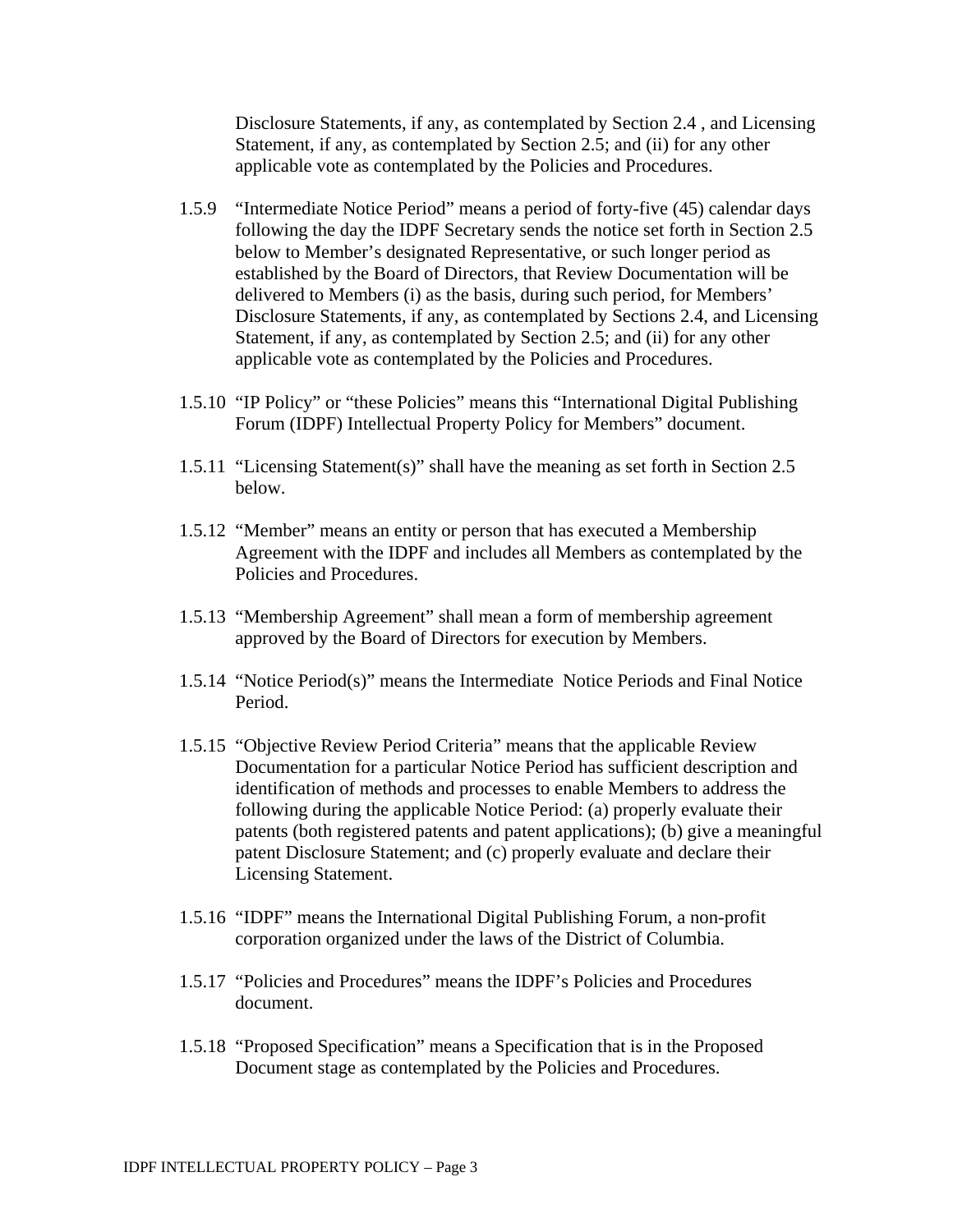Disclosure Statements, if any, as contemplated by Section 2.4 , and Licensing Statement, if any, as contemplated by Section 2.5; and (ii) for any other applicable vote as contemplated by the Policies and Procedures.

1.5.9 "Intermediate Notice Period" means a period of forty-five (45) calendar days following the day the IDPF Secretary sends the notice set forth in Section 2.5 below to Member's designated Representative, or such longer period as established by the Board of Directors, that Review Documentation will be delivered to Members (i) as the basis, during such period, for Members' Disclosure Statements, if any, as contemplated by Sections 2.4, and Licensing Statement, if any, as contemplated by Section 2.5; and (ii) for any other applicable vote as contemplated by the Policies and Procedures.

1.5.10 "IP Policy" or "these Policies" means this "International Digital Publishing Forum (IDPF) Intellectual Property Policy for Members" document.

1.5.11 "Licensing Statement(s)" shall have the meaning as set forth in Section 2.5 below.

1.5.12 "Member" means an entity or person that has executed a Membership Agreement with the IDPF and includes all Members as contemplated by the Policies and Procedures.

1.5.13 "Membership Agreement" shall mean a form of membership agreement approved by the Board of Directors for execution by Members.

1.5.14 "Notice Period(s)" means the Intermediate Notice Periods and Final Notice Period.

1.5.15 "Objective Review Period Criteria" means that the applicable Review Documentation for a particular Notice Period has sufficient description and identification of methods and processes to enable Members to address the following during the applicable Notice Period: (a) properly evaluate their patents (both registered patents and patent applications); (b) give a meaningful patent Disclosure Statement; and (c) properly evaluate and declare their Licensing Statement.

1.5.16 "IDPF" means the International Digital Publishing Forum, a non-profit corporation organized under the laws of the District of Columbia.

1.5.17 "Policies and Procedures" means the IDPF's Policies and Procedures document.

1.5.18 "Proposed Specification" means a Specification that is in the Proposed Document stage as contemplated by the Policies and Procedures.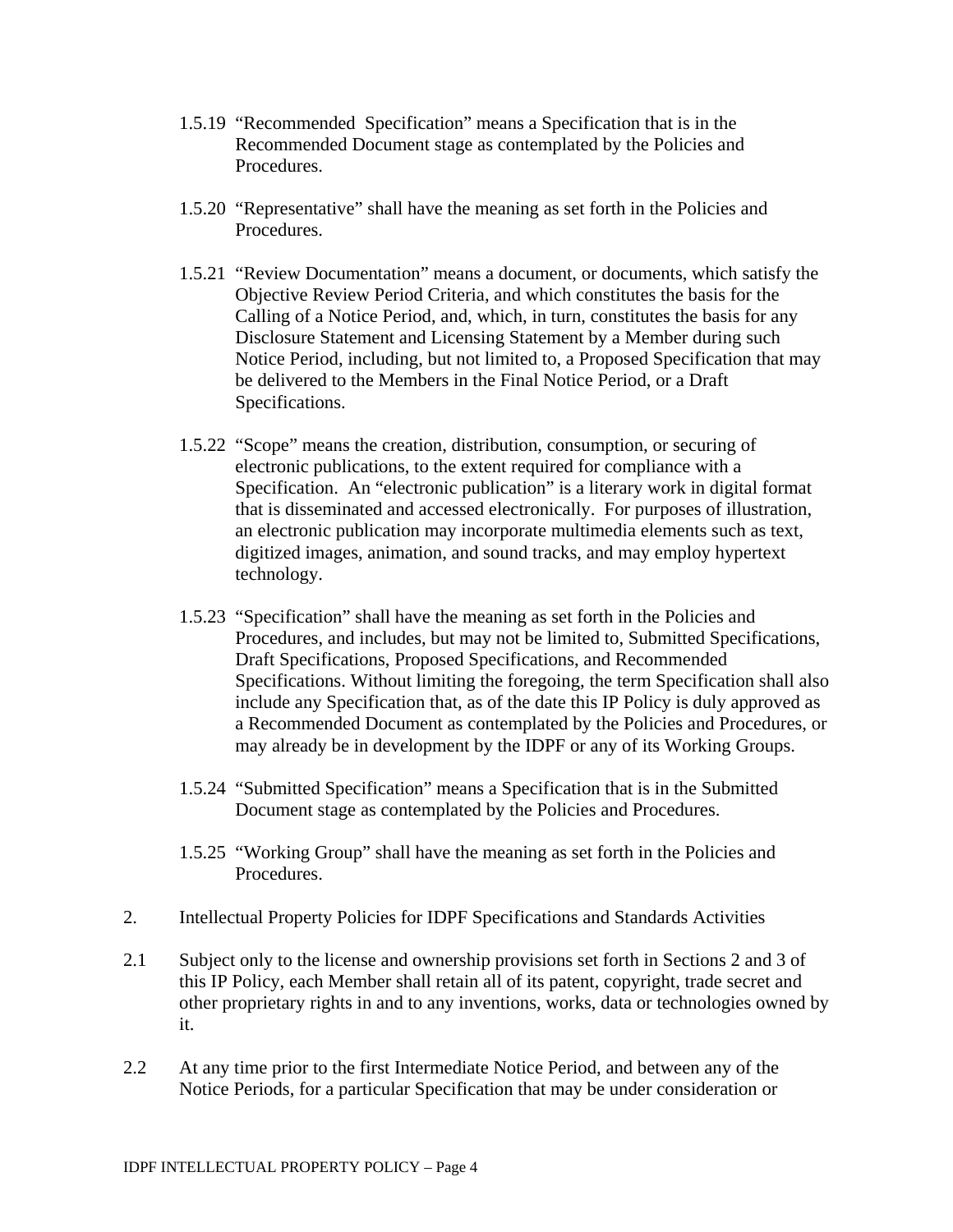1.5.19 "Recommended  Specification" means a Specification that is in the Recommended Document stage as contemplated by the Policies and Procedures.

1.5.20 "Representative" shall have the meaning as set forth in the Policies and Procedures.

1.5.21 "Review Documentation" means a document, or documents, which satisfy the Objective Review Period Criteria, and which constitutes the basis for the Calling of a Notice Period, and, which, in turn, constitutes the basis for any Disclosure Statement and Licensing Statement by a Member during such Notice Period, including, but not limited to, a Proposed Specification that may be delivered to the Members in the Final Notice Period, or a Draft Specifications.

1.5.22 "Scope" means the creation, distribution, consumption, or securing of electronic publications, to the extent required for compliance with a Specification.  An "electronic publication" is a literary work in digital format that is disseminated and accessed electronically.  For purposes of illustration, an electronic publication may incorporate multimedia elements such as text, digitized images, animation, and sound tracks, and may employ hypertext technology.

1.5.23 "Specification" shall have the meaning as set forth in the Policies and Procedures, and includes, but may not be limited to, Submitted Specifications, Draft Specifications, Proposed Specifications, and Recommended Specifications. Without limiting the foregoing, the term Specification shall also include any Specification that, as of the date this IP Policy is duly approved as a Recommended Document as contemplated by the Policies and Procedures, or may already be in development by the IDPF or any of its Working Groups.

1.5.24 "Submitted Specification" means a Specification that is in the Submitted Document stage as contemplated by the Policies and Procedures.

1.5.25 "Working Group" shall have the meaning as set forth in the Policies and Procedures.

2. Intellectual Property Policies for IDPF Specifications and Standards Activities

2.1 Subject only to the license and ownership provisions set forth in Sections 2 and 3 of this IP Policy, each Member shall retain all of its patent, copyright, trade secret and other proprietary rights in and to any inventions, works, data or technologies owned by it.

2.2 At any time prior to the first Intermediate Notice Period, and between any of the Notice Periods, for a particular Specification that may be under consideration or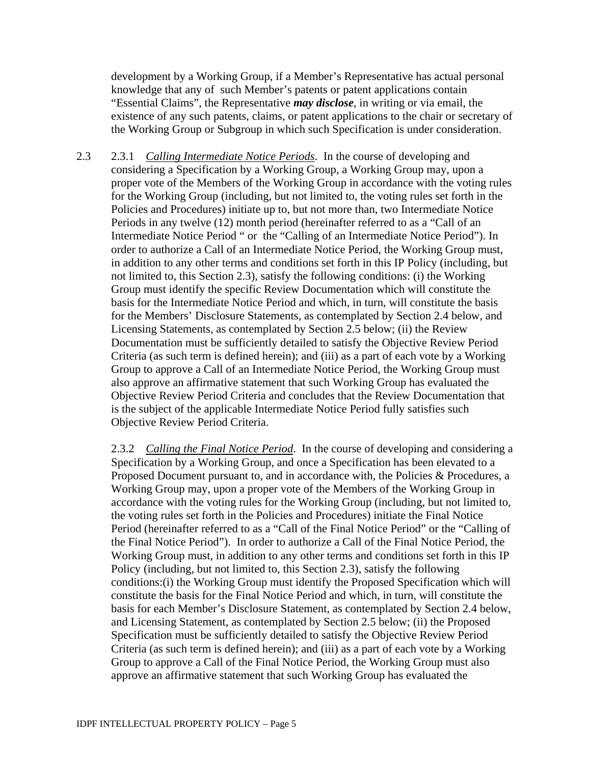development by a Working Group, if a Member's Representative has actual personal knowledge that any of such Member's patents or patent applications contain "Essential Claims", the Representative ***may disclose***, in writing or via email, the existence of any such patents, claims, or patent applications to the chair or secretary of the Working Group or Subgroup in which such Specification is under consideration.

2.3 2.3.1 *Calling Intermediate Notice Periods*. In the course of developing and considering a Specification by a Working Group, a Working Group may, upon a proper vote of the Members of the Working Group in accordance with the voting rules for the Working Group (including, but not limited to, the voting rules set forth in the Policies and Procedures) initiate up to, but not more than, two Intermediate Notice Periods in any twelve (12) month period (hereinafter referred to as a "Call of an Intermediate Notice Period " or the "Calling of an Intermediate Notice Period"). In order to authorize a Call of an Intermediate Notice Period, the Working Group must, in addition to any other terms and conditions set forth in this IP Policy (including, but not limited to, this Section 2.3), satisfy the following conditions: (i) the Working Group must identify the specific Review Documentation which will constitute the basis for the Intermediate Notice Period and which, in turn, will constitute the basis for the Members' Disclosure Statements, as contemplated by Section 2.4 below, and Licensing Statements, as contemplated by Section 2.5 below; (ii) the Review Documentation must be sufficiently detailed to satisfy the Objective Review Period Criteria (as such term is defined herein); and (iii) as a part of each vote by a Working Group to approve a Call of an Intermediate Notice Period, the Working Group must also approve an affirmative statement that such Working Group has evaluated the Objective Review Period Criteria and concludes that the Review Documentation that is the subject of the applicable Intermediate Notice Period fully satisfies such Objective Review Period Criteria.

2.3.2 *Calling the Final Notice Period*. In the course of developing and considering a Specification by a Working Group, and once a Specification has been elevated to a Proposed Document pursuant to, and in accordance with, the Policies & Procedures, a Working Group may, upon a proper vote of the Members of the Working Group in accordance with the voting rules for the Working Group (including, but not limited to, the voting rules set forth in the Policies and Procedures) initiate the Final Notice Period (hereinafter referred to as a "Call of the Final Notice Period" or the "Calling of the Final Notice Period"). In order to authorize a Call of the Final Notice Period, the Working Group must, in addition to any other terms and conditions set forth in this IP Policy (including, but not limited to, this Section 2.3), satisfy the following conditions:(i) the Working Group must identify the Proposed Specification which will constitute the basis for the Final Notice Period and which, in turn, will constitute the basis for each Member's Disclosure Statement, as contemplated by Section 2.4 below, and Licensing Statement, as contemplated by Section 2.5 below; (ii) the Proposed Specification must be sufficiently detailed to satisfy the Objective Review Period Criteria (as such term is defined herein); and (iii) as a part of each vote by a Working Group to approve a Call of the Final Notice Period, the Working Group must also approve an affirmative statement that such Working Group has evaluated the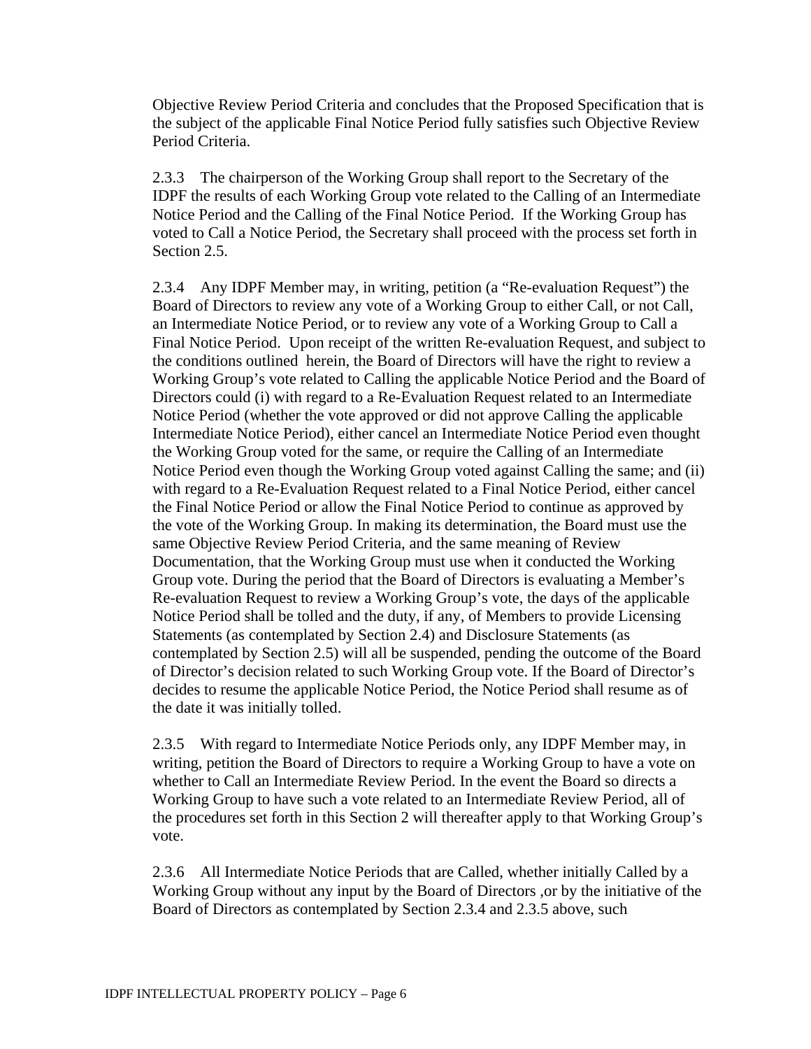Objective Review Period Criteria and concludes that the Proposed Specification that is the subject of the applicable Final Notice Period fully satisfies such Objective Review Period Criteria.

2.3.3 The chairperson of the Working Group shall report to the Secretary of the IDPF the results of each Working Group vote related to the Calling of an Intermediate Notice Period and the Calling of the Final Notice Period. If the Working Group has voted to Call a Notice Period, the Secretary shall proceed with the process set forth in Section 2.5.

2.3.4 Any IDPF Member may, in writing, petition (a "Re-evaluation Request") the Board of Directors to review any vote of a Working Group to either Call, or not Call, an Intermediate Notice Period, or to review any vote of a Working Group to Call a Final Notice Period. Upon receipt of the written Re-evaluation Request, and subject to the conditions outlined herein, the Board of Directors will have the right to review a Working Group's vote related to Calling the applicable Notice Period and the Board of Directors could (i) with regard to a Re-Evaluation Request related to an Intermediate Notice Period (whether the vote approved or did not approve Calling the applicable Intermediate Notice Period), either cancel an Intermediate Notice Period even thought the Working Group voted for the same, or require the Calling of an Intermediate Notice Period even though the Working Group voted against Calling the same; and (ii) with regard to a Re-Evaluation Request related to a Final Notice Period, either cancel the Final Notice Period or allow the Final Notice Period to continue as approved by the vote of the Working Group. In making its determination, the Board must use the same Objective Review Period Criteria, and the same meaning of Review Documentation, that the Working Group must use when it conducted the Working Group vote. During the period that the Board of Directors is evaluating a Member's Re-evaluation Request to review a Working Group's vote, the days of the applicable Notice Period shall be tolled and the duty, if any, of Members to provide Licensing Statements (as contemplated by Section 2.4) and Disclosure Statements (as contemplated by Section 2.5) will all be suspended, pending the outcome of the Board of Director's decision related to such Working Group vote. If the Board of Director's decides to resume the applicable Notice Period, the Notice Period shall resume as of the date it was initially tolled.

2.3.5 With regard to Intermediate Notice Periods only, any IDPF Member may, in writing, petition the Board of Directors to require a Working Group to have a vote on whether to Call an Intermediate Review Period. In the event the Board so directs a Working Group to have such a vote related to an Intermediate Review Period, all of the procedures set forth in this Section 2 will thereafter apply to that Working Group's vote.

2.3.6 All Intermediate Notice Periods that are Called, whether initially Called by a Working Group without any input by the Board of Directors ,or by the initiative of the Board of Directors as contemplated by Section 2.3.4 and 2.3.5 above, such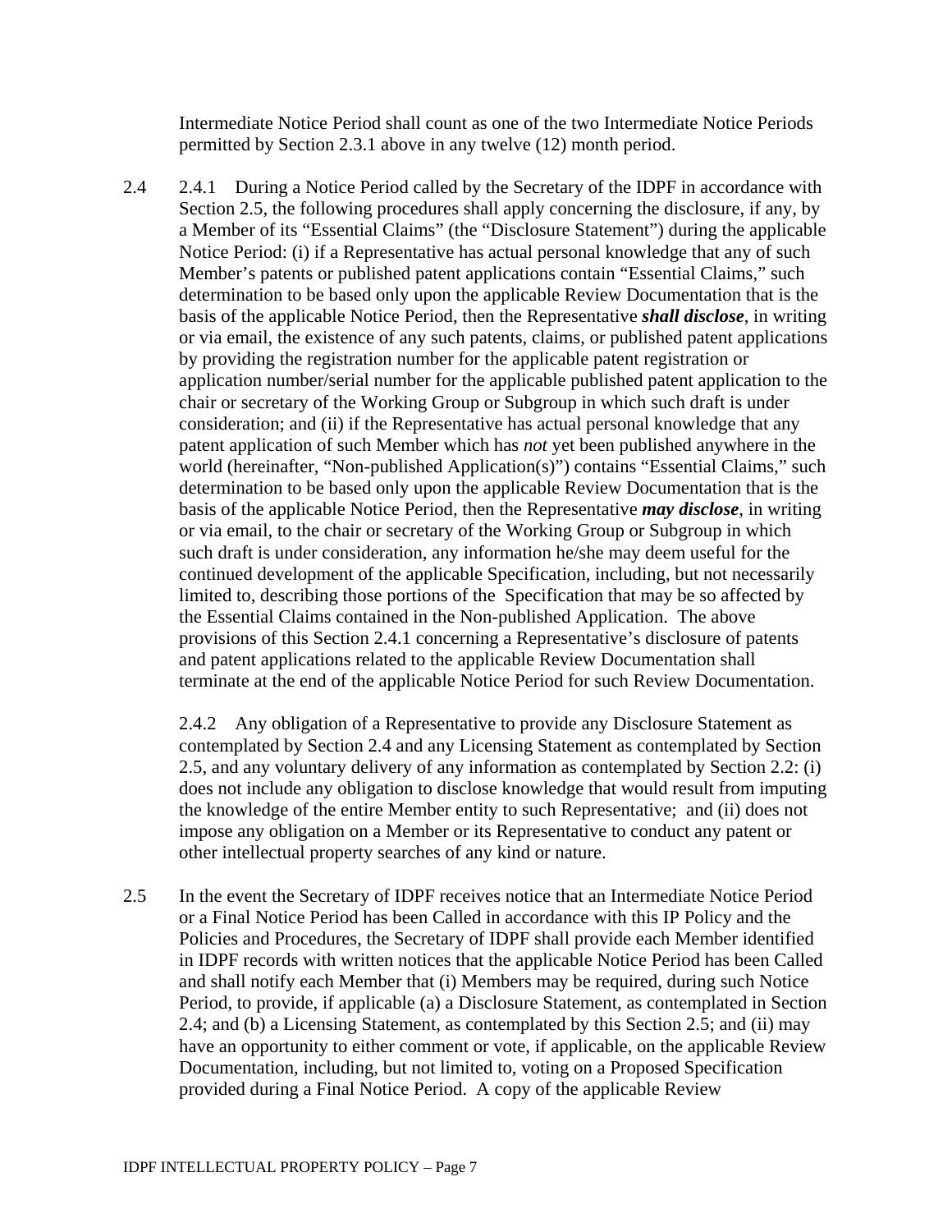Intermediate Notice Period shall count as one of the two Intermediate Notice Periods permitted by Section 2.3.1 above in any twelve (12) month period.

2.4 2.4.1 During a Notice Period called by the Secretary of the IDPF in accordance with Section 2.5, the following procedures shall apply concerning the disclosure, if any, by a Member of its "Essential Claims" (the "Disclosure Statement") during the applicable Notice Period: (i) if a Representative has actual personal knowledge that any of such Member's patents or published patent applications contain "Essential Claims," such determination to be based only upon the applicable Review Documentation that is the basis of the applicable Notice Period, then the Representative ***shall disclose***, in writing or via email, the existence of any such patents, claims, or published patent applications by providing the registration number for the applicable patent registration or application number/serial number for the applicable published patent application to the chair or secretary of the Working Group or Subgroup in which such draft is under consideration; and (ii) if the Representative has actual personal knowledge that any patent application of such Member which has *not* yet been published anywhere in the world (hereinafter, "Non-published Application(s)") contains "Essential Claims," such determination to be based only upon the applicable Review Documentation that is the basis of the applicable Notice Period, then the Representative ***may disclose***, in writing or via email, to the chair or secretary of the Working Group or Subgroup in which such draft is under consideration, any information he/she may deem useful for the continued development of the applicable Specification, including, but not necessarily limited to, describing those portions of the Specification that may be so affected by the Essential Claims contained in the Non-published Application. The above provisions of this Section 2.4.1 concerning a Representative's disclosure of patents and patent applications related to the applicable Review Documentation shall terminate at the end of the applicable Notice Period for such Review Documentation.

2.4.2 Any obligation of a Representative to provide any Disclosure Statement as contemplated by Section 2.4 and any Licensing Statement as contemplated by Section 2.5, and any voluntary delivery of any information as contemplated by Section 2.2: (i) does not include any obligation to disclose knowledge that would result from imputing the knowledge of the entire Member entity to such Representative; and (ii) does not impose any obligation on a Member or its Representative to conduct any patent or other intellectual property searches of any kind or nature.

2.5 In the event the Secretary of IDPF receives notice that an Intermediate Notice Period or a Final Notice Period has been Called in accordance with this IP Policy and the Policies and Procedures, the Secretary of IDPF shall provide each Member identified in IDPF records with written notices that the applicable Notice Period has been Called and shall notify each Member that (i) Members may be required, during such Notice Period, to provide, if applicable (a) a Disclosure Statement, as contemplated in Section 2.4; and (b) a Licensing Statement, as contemplated by this Section 2.5; and (ii) may have an opportunity to either comment or vote, if applicable, on the applicable Review Documentation, including, but not limited to, voting on a Proposed Specification provided during a Final Notice Period. A copy of the applicable Review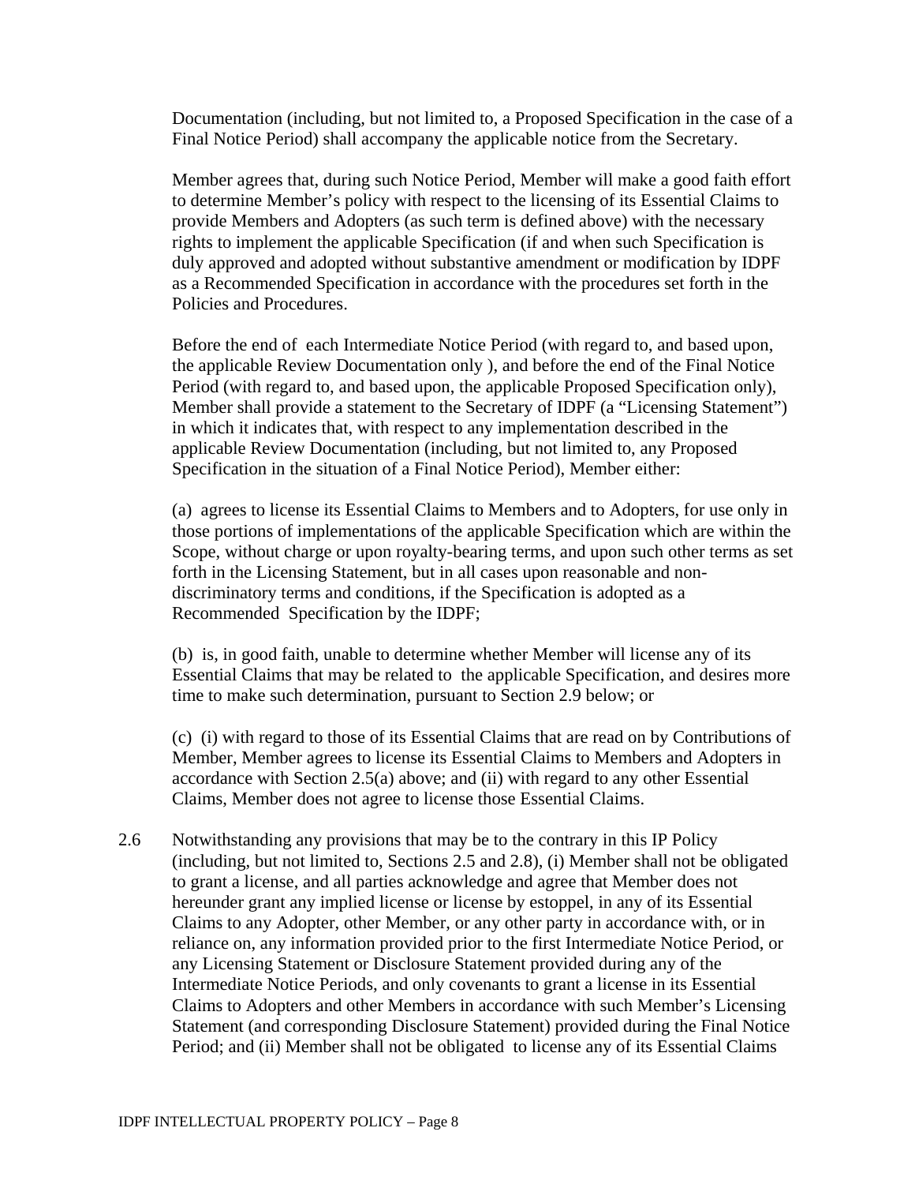Documentation (including, but not limited to, a Proposed Specification in the case of a Final Notice Period) shall accompany the applicable notice from the Secretary.

Member agrees that, during such Notice Period, Member will make a good faith effort to determine Member's policy with respect to the licensing of its Essential Claims to provide Members and Adopters (as such term is defined above) with the necessary rights to implement the applicable Specification (if and when such Specification is duly approved and adopted without substantive amendment or modification by IDPF as a Recommended Specification in accordance with the procedures set forth in the Policies and Procedures.

Before the end of each Intermediate Notice Period (with regard to, and based upon, the applicable Review Documentation only ), and before the end of the Final Notice Period (with regard to, and based upon, the applicable Proposed Specification only), Member shall provide a statement to the Secretary of IDPF (a "Licensing Statement") in which it indicates that, with respect to any implementation described in the applicable Review Documentation (including, but not limited to, any Proposed Specification in the situation of a Final Notice Period), Member either:

(a) agrees to license its Essential Claims to Members and to Adopters, for use only in those portions of implementations of the applicable Specification which are within the Scope, without charge or upon royalty-bearing terms, and upon such other terms as set forth in the Licensing Statement, but in all cases upon reasonable and non-discriminatory terms and conditions, if the Specification is adopted as a Recommended Specification by the IDPF;

(b) is, in good faith, unable to determine whether Member will license any of its Essential Claims that may be related to the applicable Specification, and desires more time to make such determination, pursuant to Section 2.9 below; or

(c) (i) with regard to those of its Essential Claims that are read on by Contributions of Member, Member agrees to license its Essential Claims to Members and Adopters in accordance with Section 2.5(a) above; and (ii) with regard to any other Essential Claims, Member does not agree to license those Essential Claims.

2.6 Notwithstanding any provisions that may be to the contrary in this IP Policy (including, but not limited to, Sections 2.5 and 2.8), (i) Member shall not be obligated to grant a license, and all parties acknowledge and agree that Member does not hereunder grant any implied license or license by estoppel, in any of its Essential Claims to any Adopter, other Member, or any other party in accordance with, or in reliance on, any information provided prior to the first Intermediate Notice Period, or any Licensing Statement or Disclosure Statement provided during any of the Intermediate Notice Periods, and only covenants to grant a license in its Essential Claims to Adopters and other Members in accordance with such Member's Licensing Statement (and corresponding Disclosure Statement) provided during the Final Notice Period; and (ii) Member shall not be obligated to license any of its Essential Claims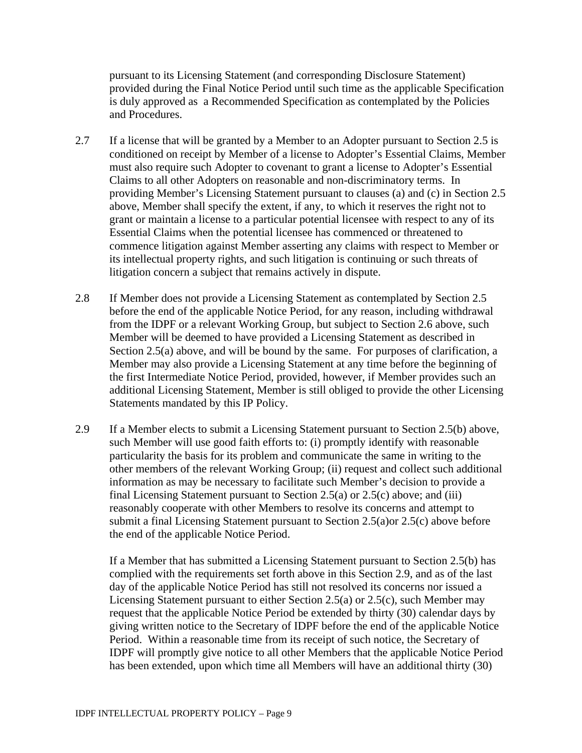pursuant to its Licensing Statement (and corresponding Disclosure Statement) provided during the Final Notice Period until such time as the applicable Specification is duly approved as a Recommended Specification as contemplated by the Policies and Procedures.

2.7 If a license that will be granted by a Member to an Adopter pursuant to Section 2.5 is conditioned on receipt by Member of a license to Adopter's Essential Claims, Member must also require such Adopter to covenant to grant a license to Adopter's Essential Claims to all other Adopters on reasonable and non-discriminatory terms. In providing Member's Licensing Statement pursuant to clauses (a) and (c) in Section 2.5 above, Member shall specify the extent, if any, to which it reserves the right not to grant or maintain a license to a particular potential licensee with respect to any of its Essential Claims when the potential licensee has commenced or threatened to commence litigation against Member asserting any claims with respect to Member or its intellectual property rights, and such litigation is continuing or such threats of litigation concern a subject that remains actively in dispute.

2.8 If Member does not provide a Licensing Statement as contemplated by Section 2.5 before the end of the applicable Notice Period, for any reason, including withdrawal from the IDPF or a relevant Working Group, but subject to Section 2.6 above, such Member will be deemed to have provided a Licensing Statement as described in Section 2.5(a) above, and will be bound by the same. For purposes of clarification, a Member may also provide a Licensing Statement at any time before the beginning of the first Intermediate Notice Period, provided, however, if Member provides such an additional Licensing Statement, Member is still obliged to provide the other Licensing Statements mandated by this IP Policy.

2.9 If a Member elects to submit a Licensing Statement pursuant to Section 2.5(b) above, such Member will use good faith efforts to: (i) promptly identify with reasonable particularity the basis for its problem and communicate the same in writing to the other members of the relevant Working Group; (ii) request and collect such additional information as may be necessary to facilitate such Member's decision to provide a final Licensing Statement pursuant to Section 2.5(a) or 2.5(c) above; and (iii) reasonably cooperate with other Members to resolve its concerns and attempt to submit a final Licensing Statement pursuant to Section 2.5(a)or 2.5(c) above before the end of the applicable Notice Period.

If a Member that has submitted a Licensing Statement pursuant to Section 2.5(b) has complied with the requirements set forth above in this Section 2.9, and as of the last day of the applicable Notice Period has still not resolved its concerns nor issued a Licensing Statement pursuant to either Section 2.5(a) or 2.5(c), such Member may request that the applicable Notice Period be extended by thirty (30) calendar days by giving written notice to the Secretary of IDPF before the end of the applicable Notice Period. Within a reasonable time from its receipt of such notice, the Secretary of IDPF will promptly give notice to all other Members that the applicable Notice Period has been extended, upon which time all Members will have an additional thirty (30)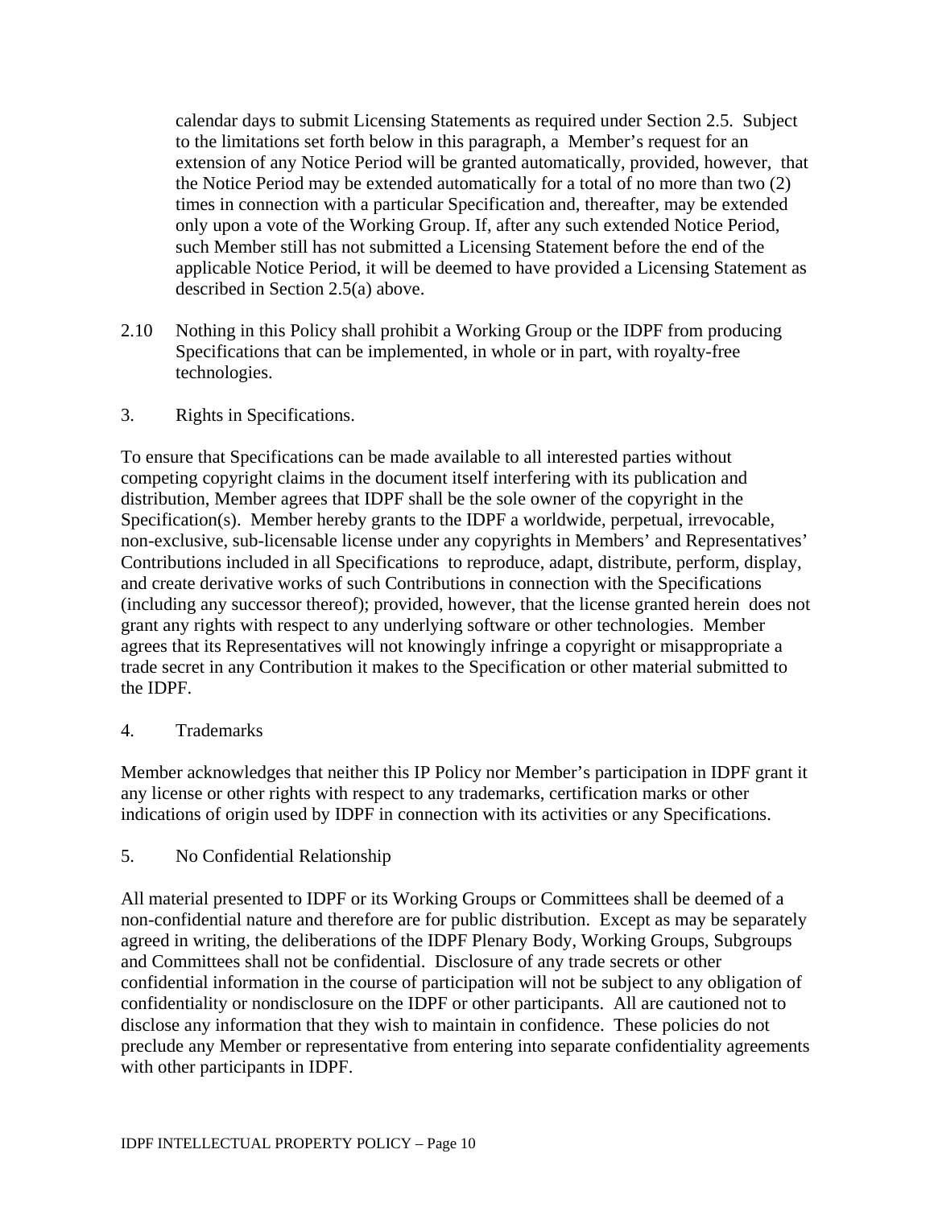calendar days to submit Licensing Statements as required under Section 2.5. Subject to the limitations set forth below in this paragraph, a Member's request for an extension of any Notice Period will be granted automatically, provided, however, that the Notice Period may be extended automatically for a total of no more than two (2) times in connection with a particular Specification and, thereafter, may be extended only upon a vote of the Working Group. If, after any such extended Notice Period, such Member still has not submitted a Licensing Statement before the end of the applicable Notice Period, it will be deemed to have provided a Licensing Statement as described in Section 2.5(a) above.

2.10 Nothing in this Policy shall prohibit a Working Group or the IDPF from producing Specifications that can be implemented, in whole or in part, with royalty-free technologies.

## 3. Rights in Specifications.

To ensure that Specifications can be made available to all interested parties without competing copyright claims in the document itself interfering with its publication and distribution, Member agrees that IDPF shall be the sole owner of the copyright in the Specification(s). Member hereby grants to the IDPF a worldwide, perpetual, irrevocable, non-exclusive, sub-licensable license under any copyrights in Members' and Representatives' Contributions included in all Specifications to reproduce, adapt, distribute, perform, display, and create derivative works of such Contributions in connection with the Specifications (including any successor thereof); provided, however, that the license granted herein does not grant any rights with respect to any underlying software or other technologies. Member agrees that its Representatives will not knowingly infringe a copyright or misappropriate a trade secret in any Contribution it makes to the Specification or other material submitted to the IDPF.

## 4. Trademarks

Member acknowledges that neither this IP Policy nor Member's participation in IDPF grant it any license or other rights with respect to any trademarks, certification marks or other indications of origin used by IDPF in connection with its activities or any Specifications.

## 5. No Confidential Relationship

All material presented to IDPF or its Working Groups or Committees shall be deemed of a non-confidential nature and therefore are for public distribution. Except as may be separately agreed in writing, the deliberations of the IDPF Plenary Body, Working Groups, Subgroups and Committees shall not be confidential. Disclosure of any trade secrets or other confidential information in the course of participation will not be subject to any obligation of confidentiality or nondisclosure on the IDPF or other participants. All are cautioned not to disclose any information that they wish to maintain in confidence. These policies do not preclude any Member or representative from entering into separate confidentiality agreements with other participants in IDPF.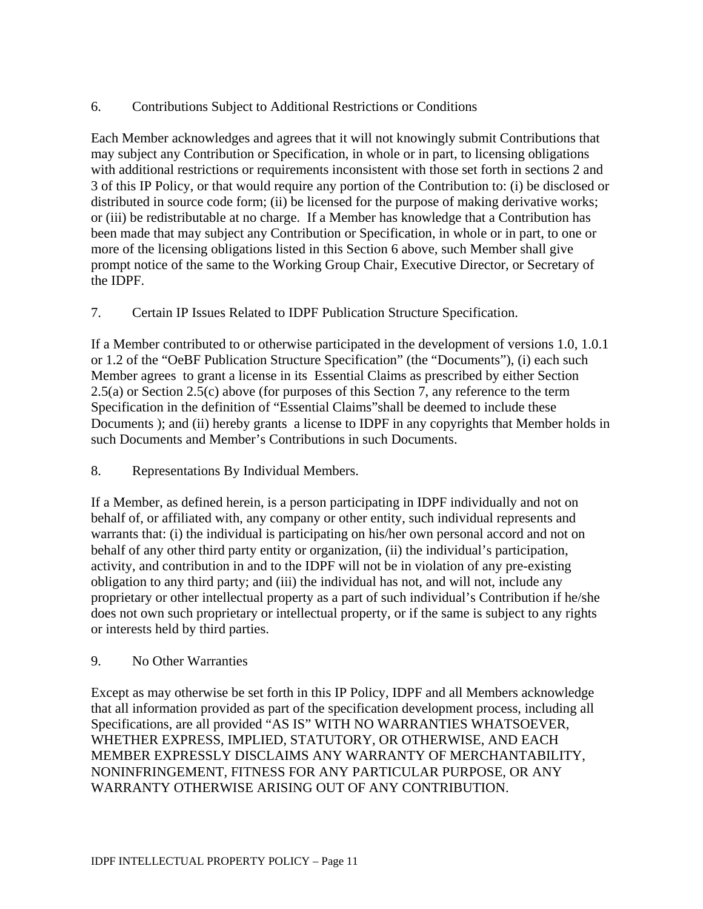## 6. Contributions Subject to Additional Restrictions or Conditions

Each Member acknowledges and agrees that it will not knowingly submit Contributions that may subject any Contribution or Specification, in whole or in part, to licensing obligations with additional restrictions or requirements inconsistent with those set forth in sections 2 and 3 of this IP Policy, or that would require any portion of the Contribution to: (i) be disclosed or distributed in source code form; (ii) be licensed for the purpose of making derivative works; or (iii) be redistributable at no charge. If a Member has knowledge that a Contribution has been made that may subject any Contribution or Specification, in whole or in part, to one or more of the licensing obligations listed in this Section 6 above, such Member shall give prompt notice of the same to the Working Group Chair, Executive Director, or Secretary of the IDPF.

## 7. Certain IP Issues Related to IDPF Publication Structure Specification.

If a Member contributed to or otherwise participated in the development of versions 1.0, 1.0.1 or 1.2 of the "OeBF Publication Structure Specification" (the "Documents"), (i) each such Member agrees to grant a license in its Essential Claims as prescribed by either Section 2.5(a) or Section 2.5(c) above (for purposes of this Section 7, any reference to the term Specification in the definition of "Essential Claims"shall be deemed to include these Documents ); and (ii) hereby grants a license to IDPF in any copyrights that Member holds in such Documents and Member's Contributions in such Documents.

## 8. Representations By Individual Members.

If a Member, as defined herein, is a person participating in IDPF individually and not on behalf of, or affiliated with, any company or other entity, such individual represents and warrants that: (i) the individual is participating on his/her own personal accord and not on behalf of any other third party entity or organization, (ii) the individual's participation, activity, and contribution in and to the IDPF will not be in violation of any pre-existing obligation to any third party; and (iii) the individual has not, and will not, include any proprietary or other intellectual property as a part of such individual's Contribution if he/she does not own such proprietary or intellectual property, or if the same is subject to any rights or interests held by third parties.

## 9. No Other Warranties

Except as may otherwise be set forth in this IP Policy, IDPF and all Members acknowledge that all information provided as part of the specification development process, including all Specifications, are all provided "AS IS" WITH NO WARRANTIES WHATSOEVER, WHETHER EXPRESS, IMPLIED, STATUTORY, OR OTHERWISE, AND EACH MEMBER EXPRESSLY DISCLAIMS ANY WARRANTY OF MERCHANTABILITY, NONINFRINGEMENT, FITNESS FOR ANY PARTICULAR PURPOSE, OR ANY WARRANTY OTHERWISE ARISING OUT OF ANY CONTRIBUTION.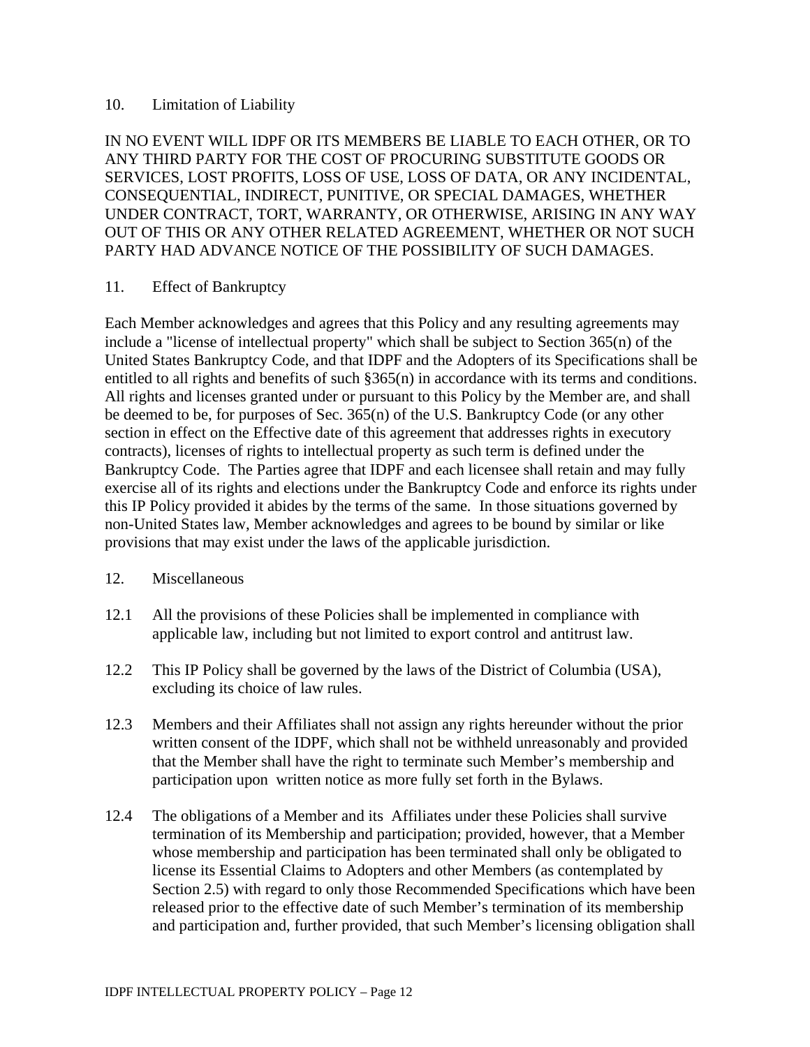## 10. Limitation of Liability

IN NO EVENT WILL IDPF OR ITS MEMBERS BE LIABLE TO EACH OTHER, OR TO ANY THIRD PARTY FOR THE COST OF PROCURING SUBSTITUTE GOODS OR SERVICES, LOST PROFITS, LOSS OF USE, LOSS OF DATA, OR ANY INCIDENTAL, CONSEQUENTIAL, INDIRECT, PUNITIVE, OR SPECIAL DAMAGES, WHETHER UNDER CONTRACT, TORT, WARRANTY, OR OTHERWISE, ARISING IN ANY WAY OUT OF THIS OR ANY OTHER RELATED AGREEMENT, WHETHER OR NOT SUCH PARTY HAD ADVANCE NOTICE OF THE POSSIBILITY OF SUCH DAMAGES.

## 11. Effect of Bankruptcy

Each Member acknowledges and agrees that this Policy and any resulting agreements may include a "license of intellectual property" which shall be subject to Section 365(n) of the United States Bankruptcy Code, and that IDPF and the Adopters of its Specifications shall be entitled to all rights and benefits of such §365(n) in accordance with its terms and conditions. All rights and licenses granted under or pursuant to this Policy by the Member are, and shall be deemed to be, for purposes of Sec. 365(n) of the U.S. Bankruptcy Code (or any other section in effect on the Effective date of this agreement that addresses rights in executory contracts), licenses of rights to intellectual property as such term is defined under the Bankruptcy Code. The Parties agree that IDPF and each licensee shall retain and may fully exercise all of its rights and elections under the Bankruptcy Code and enforce its rights under this IP Policy provided it abides by the terms of the same. In those situations governed by non-United States law, Member acknowledges and agrees to be bound by similar or like provisions that may exist under the laws of the applicable jurisdiction.

## 12. Miscellaneous

12.1 All the provisions of these Policies shall be implemented in compliance with applicable law, including but not limited to export control and antitrust law.

12.2 This IP Policy shall be governed by the laws of the District of Columbia (USA), excluding its choice of law rules.

12.3 Members and their Affiliates shall not assign any rights hereunder without the prior written consent of the IDPF, which shall not be withheld unreasonably and provided that the Member shall have the right to terminate such Member's membership and participation upon written notice as more fully set forth in the Bylaws.

12.4 The obligations of a Member and its Affiliates under these Policies shall survive termination of its Membership and participation; provided, however, that a Member whose membership and participation has been terminated shall only be obligated to license its Essential Claims to Adopters and other Members (as contemplated by Section 2.5) with regard to only those Recommended Specifications which have been released prior to the effective date of such Member's termination of its membership and participation and, further provided, that such Member's licensing obligation shall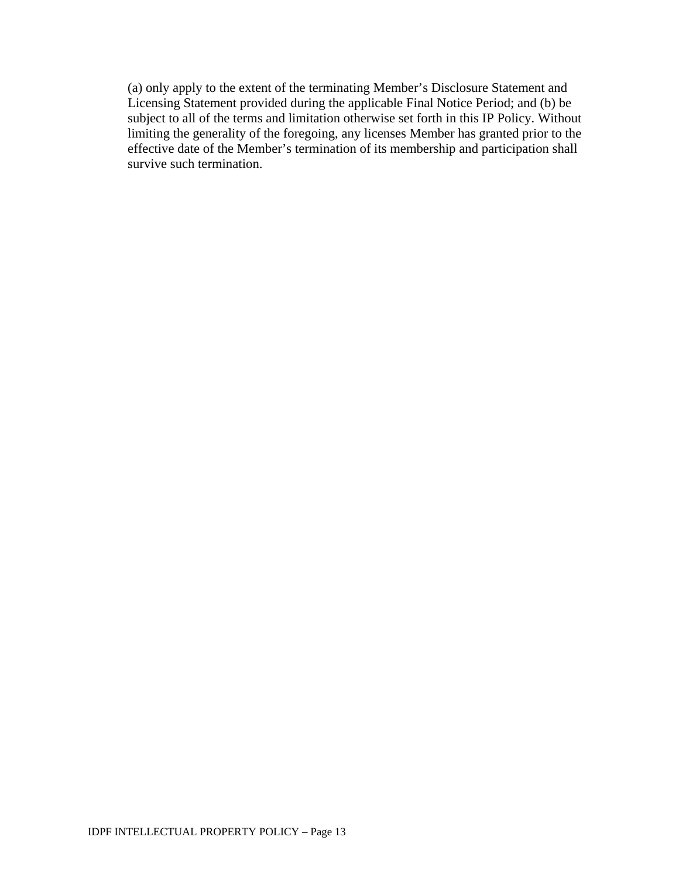(a) only apply to the extent of the terminating Member's Disclosure Statement and Licensing Statement provided during the applicable Final Notice Period; and (b) be subject to all of the terms and limitation otherwise set forth in this IP Policy. Without limiting the generality of the foregoing, any licenses Member has granted prior to the effective date of the Member's termination of its membership and participation shall survive such termination.